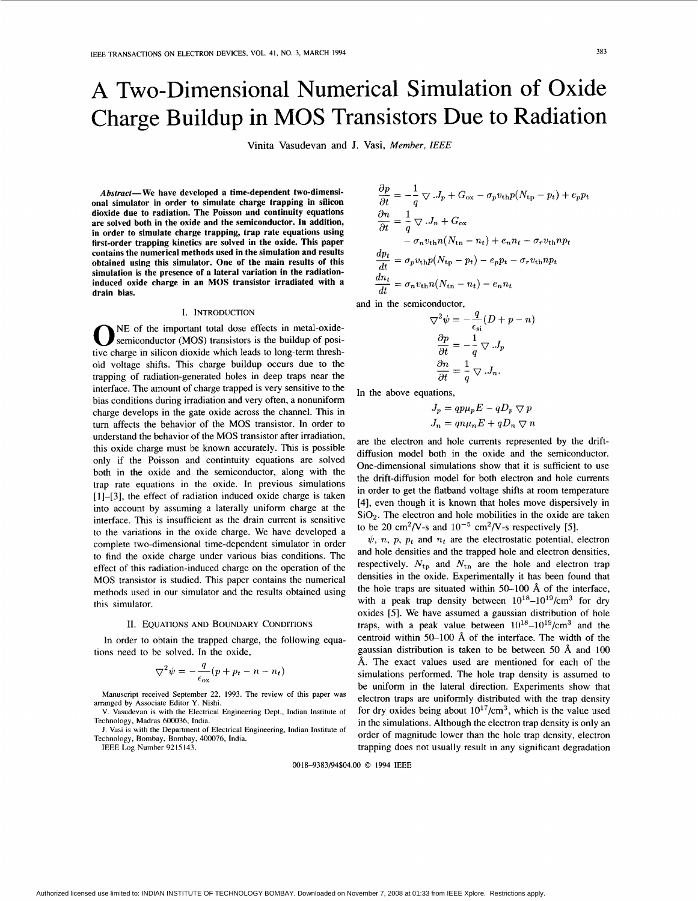# A Two-Dimensional Numerical Simulation of Oxide Charge Buildup in MOS Transistors Due to Radiation

Vinita Vasudevan and J. Vasi, *Member, IEEE*

***Abstract*—We have developed a time-dependent two-dimensional simulator in order to simulate charge trapping in silicon dioxide due to radiation. The Poisson and continuity equations are solved both in the oxide and the semiconductor. In addition, in order to simulate charge trapping, trap rate equations using first-order trapping kinetics are solved in the oxide. This paper contains the numerical methods used in the simulation and results obtained using this simulator. One of the main results of this simulation is the presence of a lateral variation in the radiation-induced oxide charge in an MOS transistor irradiated with a drain bias.**

## I. Introduction

One of the important total dose effects in metal-oxide-semiconductor (MOS) transistors is the buildup of positive charge in silicon dioxide which leads to long-term threshold voltage shifts. This charge buildup occurs due to the trapping of radiation-generated holes in deep traps near the interface. The amount of charge trapped is very sensitive to the bias conditions during irradiation and very often, a nonuniform charge develops in the gate oxide across the channel. This in turn affects the behavior of the MOS transistor. In order to understand the behavior of the MOS transistor after irradiation, this oxide charge must be known accurately. This is possible only if the Poisson and contintuity equations are solved both in the oxide and the semiconductor, along with the trap rate equations in the oxide. In previous simulations [1]–[3], the effect of radiation induced oxide charge is taken into account by assuming a laterally uniform charge at the interface. This is insufficient as the drain current is sensitive to the variations in the oxide charge. We have developed a complete two-dimensional time-dependent simulator in order to find the oxide charge under various bias conditions. The effect of this radiation-induced charge on the operation of the MOS transistor is studied. This paper contains the numerical methods used in our simulator and the results obtained using this simulator.

## II. Equations and Boundary Conditions

In order to obtain the trapped charge, the following equations need to be solved. In the oxide,

$$\nabla^2 \psi = -\frac{q}{\epsilon_{\rm ox}}(p + p_t - n - n_t)$$

$$\frac{\partial p}{\partial t} = -\frac{1}{q}\nabla . J_p + G_{\rm ox} - \sigma_p v_{\rm th} p(N_{\rm tp} - p_t) + e_p p_t$$

$$\frac{\partial n}{\partial t} = \frac{1}{q}\nabla . J_n + G_{\rm ox} - \sigma_n v_{\rm th} n(N_{\rm tn} - n_t) + e_n n_t - \sigma_r v_{\rm th} n p_t$$

$$\frac{dp_t}{dt} = \sigma_p v_{\rm th} p(N_{\rm tp} - p_t) - e_p p_t - \sigma_r v_{\rm th} n p_t$$

$$\frac{dn_t}{dt} = \sigma_n v_{\rm th} n(N_{\rm tn} - n_t) - e_n n_t$$

and in the semiconductor,

$$\nabla^2 \psi = -\frac{q}{\epsilon_{\rm si}}(D + p - n)$$

$$\frac{\partial p}{\partial t} = -\frac{1}{q}\nabla . J_p$$

$$\frac{\partial n}{\partial t} = \frac{1}{q}\nabla . J_n.$$

In the above equations,

$$J_p = qp\mu_p E - qD_p \nabla p$$

$$J_n = qn\mu_n E + qD_n \nabla n$$

are the electron and hole currents represented by the drift-diffusion model both in the oxide and the semiconductor. One-dimensional simulations show that it is sufficient to use the drift-diffusion model for both electron and hole currents in order to get the flatband voltage shifts at room temperature [4], even though it is known that holes move dispersively in $SiO_2$. The electron and hole mobilities in the oxide are taken to be 20 cm$^2$/V-s and $10^{-5}$ cm$^2$/V-s respectively [5].

$\psi$, $n$, $p$, $p_t$ and $n_t$ are the electrostatic potential, electron and hole densities and the trapped hole and electron densities, respectively. $N_{\rm tp}$ and $N_{\rm tn}$ are the hole and electron trap densities in the oxide. Experimentally it has been found that the hole traps are situated within 50–100 Å of the interface, with a peak trap density between $10^{18}$–$10^{19}$/cm$^3$ for dry oxides [5]. We have assumed a gaussian distribution of hole traps, with a peak value between $10^{18}$–$10^{19}$/cm$^3$ and the centroid within 50–100 Å of the interface. The width of the gaussian distribution is taken to be between 50 Å and 100 Å. The exact values used are mentioned for each of the simulations performed. The hole trap density is assumed to be uniform in the lateral direction. Experiments show that electron traps are uniformly distributed with the trap density for dry oxides being about $10^{17}$/cm$^3$, which is the value used in the simulations. Although the electron trap density is only an order of magnitude lower than the hole trap density, electron trapping does not usually result in any significant degradation

Manuscript received September 22, 1993. The review of this paper was arranged by Associate Editor Y. Nishi.

V. Vasudevan is with the Electrical Engineering Dept., Indian Institute of Technology, Madras 600036, India.

J. Vasi is with the Department of Electrical Engineering, Indian Institute of Technology, Bombay, Bombay, 400076, India.

IEEE Log Number 9215143.

0018-9383/94$04.00 © 1994 IEEE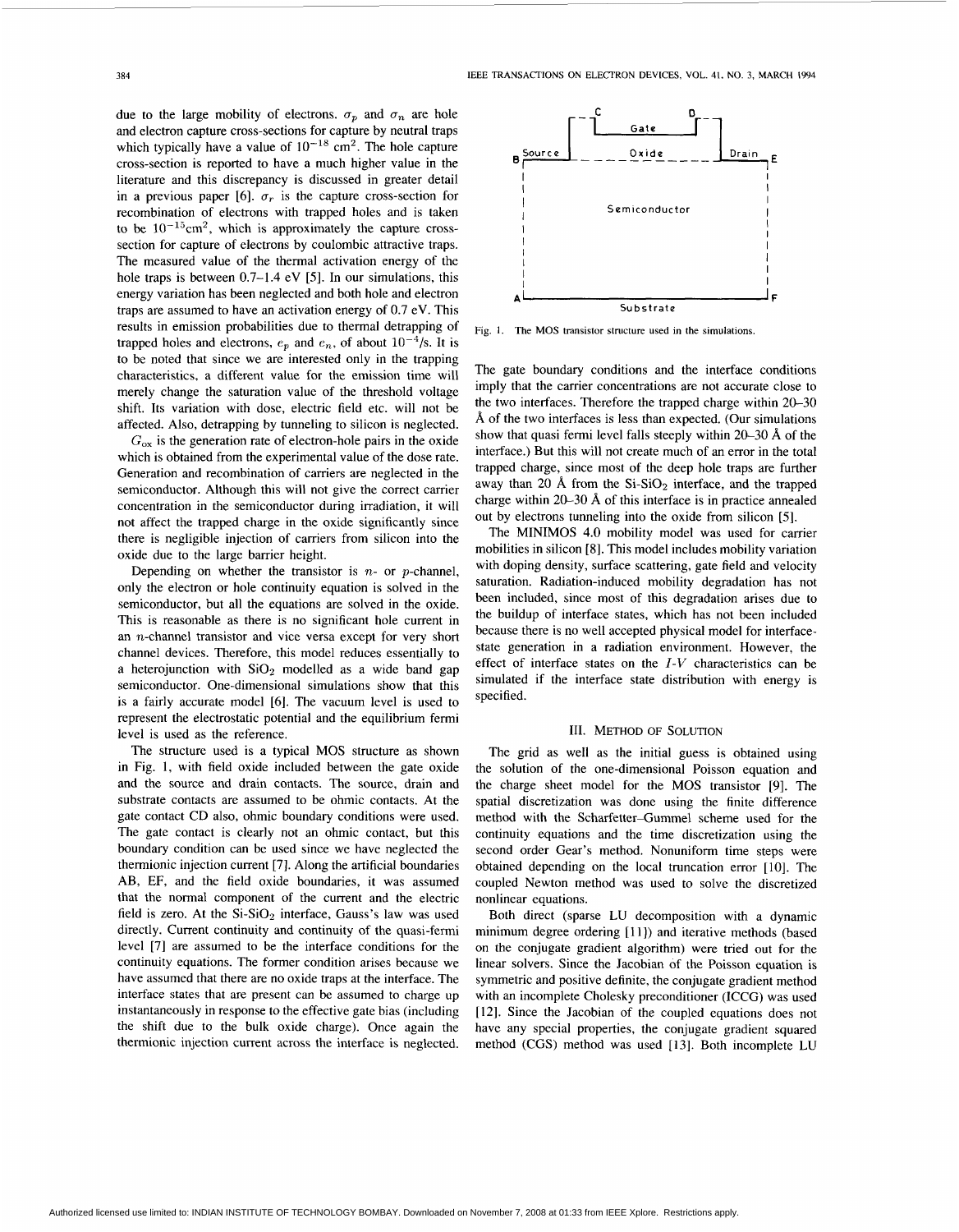due to the large mobility of electrons. $\sigma_p$ and $\sigma_n$ are hole and electron capture cross-sections for capture by neutral traps which typically have a value of $10^{-18}$ cm$^2$. The hole capture cross-section is reported to have a much higher value in the literature and this discrepancy is discussed in greater detail in a previous paper [6]. $\sigma_r$ is the capture cross-section for recombination of electrons with trapped holes and is taken to be $10^{-15}$cm$^2$, which is approximately the capture cross-section for capture of electrons by coulombic attractive traps. The measured value of the thermal activation energy of the hole traps is between 0.7–1.4 eV [5]. In our simulations, this energy variation has been neglected and both hole and electron traps are assumed to have an activation energy of 0.7 eV. This results in emission probabilities due to thermal detrapping of trapped holes and electrons, $e_p$ and $e_n$, of about $10^{-4}$/s. It is to be noted that since we are interested only in the trapping characteristics, a different value for the emission time will merely change the saturation value of the threshold voltage shift. Its variation with dose, electric field etc. will not be affected. Also, detrapping by tunneling to silicon is neglected.

$G_{ox}$ is the generation rate of electron-hole pairs in the oxide which is obtained from the experimental value of the dose rate. Generation and recombination of carriers are neglected in the semiconductor. Although this will not give the correct carrier concentration in the semiconductor during irradiation, it will not affect the trapped charge in the oxide significantly since there is negligible injection of carriers from silicon into the oxide due to the large barrier height.

Depending on whether the transistor is $n$- or $p$-channel, only the electron or hole continuity equation is solved in the semiconductor, but all the equations are solved in the oxide. This is reasonable as there is no significant hole current in an $n$-channel transistor and vice versa except for very short channel devices. Therefore, this model reduces essentially to a heterojunction with $SiO_2$ modelled as a wide band gap semiconductor. One-dimensional simulations show that this is a fairly accurate model [6]. The vacuum level is used to represent the electrostatic potential and the equilibrium fermi level is used as the reference.

The structure used is a typical MOS structure as shown in Fig. 1, with field oxide included between the gate oxide and the source and drain contacts. The source, drain and substrate contacts are assumed to be ohmic contacts. At the gate contact CD also, ohmic boundary conditions were used. The gate contact is clearly not an ohmic contact, but this boundary condition can be used since we have neglected the thermionic injection current [7]. Along the artificial boundaries AB, EF, and the field oxide boundaries, it was assumed that the normal component of the current and the electric field is zero. At the Si-$SiO_2$ interface, Gauss's law was used directly. Current continuity and continuity of the quasi-fermi level [7] are assumed to be the interface conditions for the continuity equations. The former condition arises because we have assumed that there are no oxide traps at the interface. The interface states that are present can be assumed to charge up instantaneously in response to the effective gate bias (including the shift due to the bulk oxide charge). Once again the thermionic injection current across the interface is neglected.

Fig. 1. The MOS transistor structure used in the simulations.

The gate boundary conditions and the interface conditions imply that the carrier concentrations are not accurate close to the two interfaces. Therefore the trapped charge within 20–30 Å of the two interfaces is less than expected. (Our simulations show that quasi fermi level falls steeply within 20–30 Å of the interface.) But this will not create much of an error in the total trapped charge, since most of the deep hole traps are further away than 20 Å from the Si-$SiO_2$ interface, and the trapped charge within 20–30 Å of this interface is in practice annealed out by electrons tunneling into the oxide from silicon [5].

The MINIMOS 4.0 mobility model was used for carrier mobilities in silicon [8]. This model includes mobility variation with doping density, surface scattering, gate field and velocity saturation. Radiation-induced mobility degradation has not been included, since most of this degradation arises due to the buildup of interface states, which has not been included because there is no well accepted physical model for interface-state generation in a radiation environment. However, the effect of interface states on the $I$-$V$ characteristics can be simulated if the interface state distribution with energy is specified.

## III. Method of Solution

The grid as well as the initial guess is obtained using the solution of the one-dimensional Poisson equation and the charge sheet model for the MOS transistor [9]. The spatial discretization was done using the finite difference method with the Scharfetter–Gummel scheme used for the continuity equations and the time discretization using the second order Gear's method. Nonuniform time steps were obtained depending on the local truncation error [10]. The coupled Newton method was used to solve the discretized nonlinear equations.

Both direct (sparse LU decomposition with a dynamic minimum degree ordering [11]) and iterative methods (based on the conjugate gradient algorithm) were tried out for the linear solvers. Since the Jacobian of the Poisson equation is symmetric and positive definite, the conjugate gradient method with an incomplete Cholesky preconditioner (ICCG) was used [12]. Since the Jacobian of the coupled equations does not have any special properties, the conjugate gradient squared method (CGS) method was used [13]. Both incomplete LU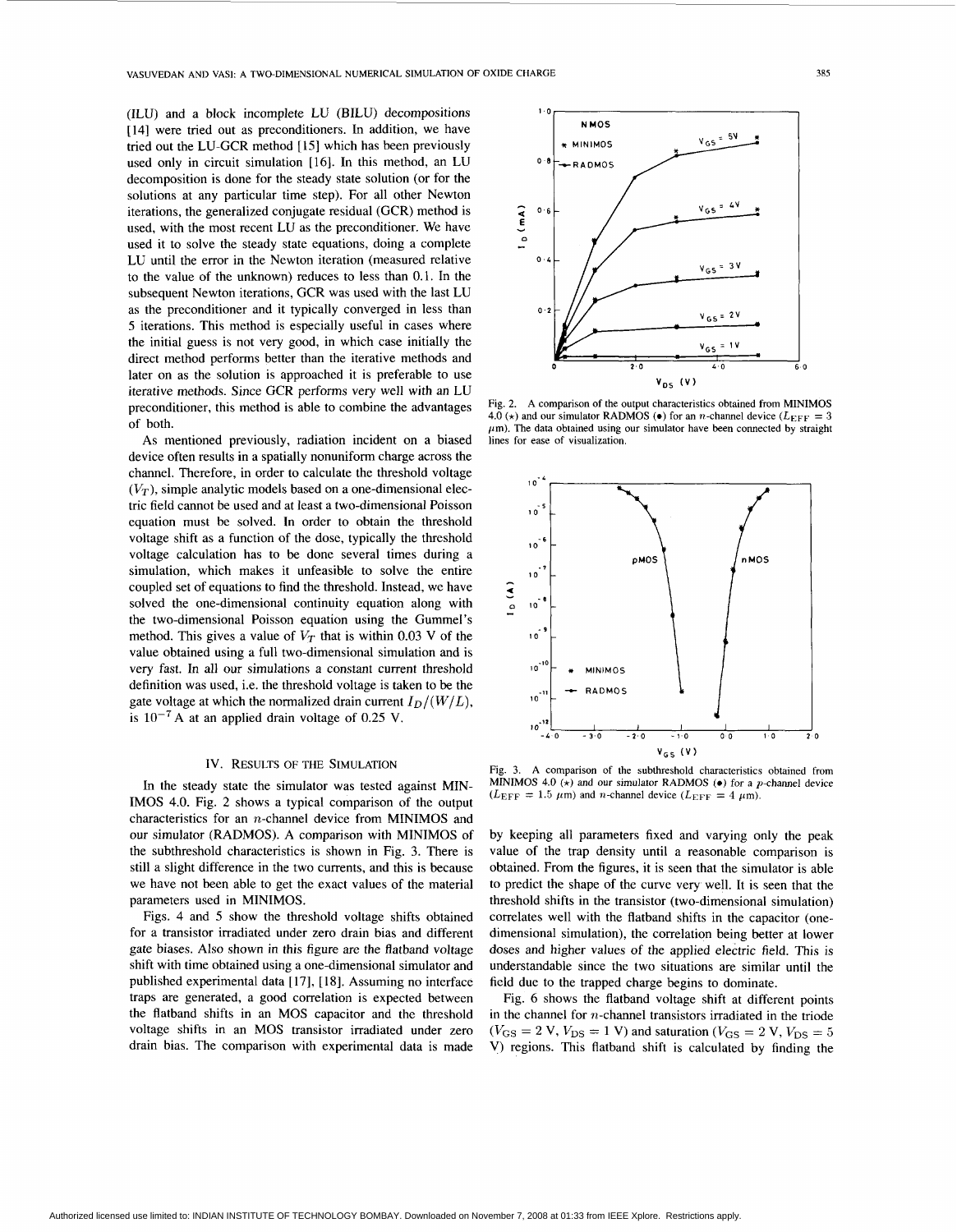(ILU) and a block incomplete LU (BILU) decompositions [14] were tried out as preconditioners. In addition, we have tried out the LU-GCR method [15] which has been previously used only in circuit simulation [16]. In this method, an LU decomposition is done for the steady state solution (or for the solutions at any particular time step). For all other Newton iterations, the generalized conjugate residual (GCR) method is used, with the most recent LU as the preconditioner. We have used it to solve the steady state equations, doing a complete LU until the error in the Newton iteration (measured relative to the value of the unknown) reduces to less than 0.1. In the subsequent Newton iterations, GCR was used with the last LU as the preconditioner and it typically converged in less than 5 iterations. This method is especially useful in cases where the initial guess is not very good, in which case initially the direct method performs better than the iterative methods and later on as the solution is approached it is preferable to use iterative methods. Since GCR performs very well with an LU preconditioner, this method is able to combine the advantages of both.

As mentioned previously, radiation incident on a biased device often results in a spatially nonuniform charge across the channel. Therefore, in order to calculate the threshold voltage ($V_T$), simple analytic models based on a one-dimensional electric field cannot be used and at least a two-dimensional Poisson equation must be solved. In order to obtain the threshold voltage shift as a function of the dose, typically the threshold voltage calculation has to be done several times during a simulation, which makes it unfeasible to solve the entire coupled set of equations to find the threshold. Instead, we have solved the one-dimensional continuity equation along with the two-dimensional Poisson equation using the Gummel's method. This gives a value of $V_T$ that is within 0.03 V of the value obtained using a full two-dimensional simulation and is very fast. In all our simulations a constant current threshold definition was used, i.e. the threshold voltage is taken to be the gate voltage at which the normalized drain current $I_D/(W/L)$, is $10^{-7}$ A at an applied drain voltage of 0.25 V.

## IV. Results of the Simulation

In the steady state the simulator was tested against MINIMOS 4.0. Fig. 2 shows a typical comparison of the output characteristics for an $n$-channel device from MINIMOS and our simulator (RADMOS). A comparison with MINIMOS of the subthreshold characteristics is shown in Fig. 3. There is still a slight difference in the two currents, and this is because we have not been able to get the exact values of the material parameters used in MINIMOS.

Figs. 4 and 5 show the threshold voltage shifts obtained for a transistor irradiated under zero drain bias and different gate biases. Also shown in this figure are the flatband voltage shift with time obtained using a one-dimensional simulator and published experimental data [17], [18]. Assuming no interface traps are generated, a good correlation is expected between the flatband shifts in an MOS capacitor and the threshold voltage shifts in an MOS transistor irradiated under zero drain bias. The comparison with experimental data is made by keeping all parameters fixed and varying only the peak value of the trap density until a reasonable comparison is obtained. From the figures, it is seen that the simulator is able to predict the shape of the curve very well. It is seen that the threshold shifts in the transistor (two-dimensional simulation) correlates well with the flatband shifts in the capacitor (one-dimensional simulation), the correlation being better at lower doses and higher values of the applied electric field. This is understandable since the two situations are similar until the field due to the trapped charge begins to dominate.

Fig. 2. A comparison of the output characteristics obtained from MINIMOS 4.0 (⋆) and our simulator RADMOS (•) for an $n$-channel device ($L_{EFF} = 3$ $\mu$m). The data obtained using our simulator have been connected by straight lines for ease of visualization.

Fig. 3. A comparison of the subthreshold characteristics obtained from MINIMOS 4.0 (⋆) and our simulator RADMOS (•) for a $p$-channel device ($L_{EFF} = 1.5$ $\mu$m) and $n$-channel device ($L_{EFF} = 4$ $\mu$m).

Fig. 6 shows the flatband voltage shift at different points in the channel for $n$-channel transistors irradiated in the triode ($V_{GS} = 2$ V, $V_{DS} = 1$ V) and saturation ($V_{GS} = 2$ V, $V_{DS} = 5$ V) regions. This flatband shift is calculated by finding the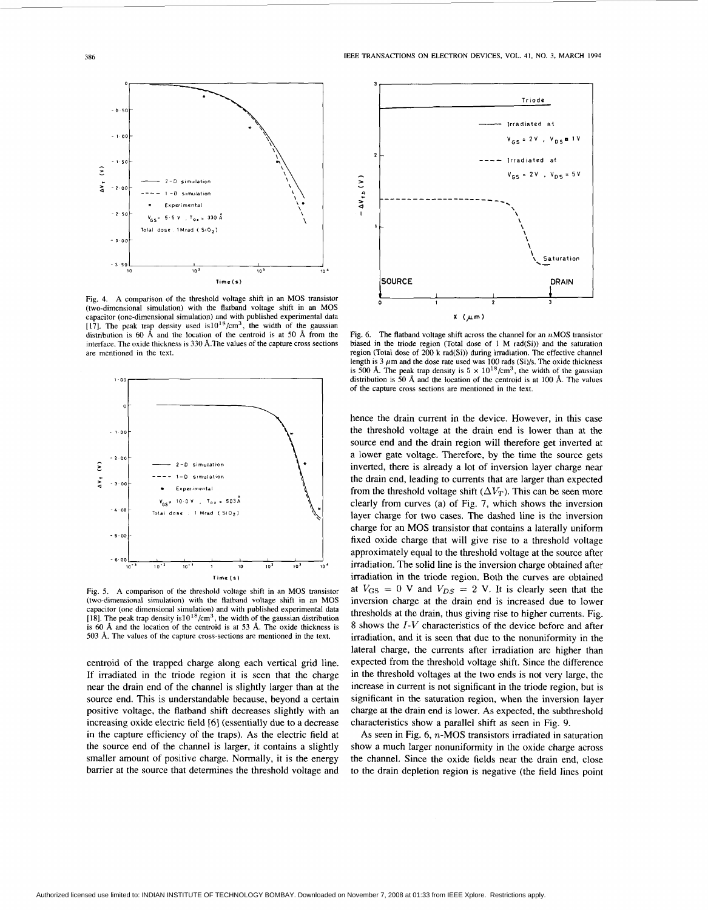Fig. 4. A comparison of the threshold voltage shift in an MOS transistor (two-dimensional simulation) with the flatband voltage shift in an MOS capacitor (one-dimensional simulation) and with published experimental data [17]. The peak trap density used is$10^{18}$/cm$^3$, the width of the gaussian distribution is 60 Å and the location of the centroid is at 50 Å from the interface. The oxide thickness is 330 Å.The values of the capture cross sections are mentioned in the text.

Fig. 5. A comparison of the threshold voltage shift in an MOS transistor (two-dimensional simulation) with the flatband voltage shift in an MOS capacitor (one dimensional simulation) and with published experimental data [18]. The peak trap density is$10^{18}$/cm$^3$, the width of the gaussian distribution is 60 Å and the location of the centroid is at 53 Å. The oxide thickness is 503 Å. The values of the capture cross-sections are mentioned in the text.

centroid of the trapped charge along each vertical grid line. If irradiated in the triode region it is seen that the charge near the drain end of the channel is slightly larger than at the source end. This is understandable because, beyond a certain positive voltage, the flatband shift decreases slightly with an increasing oxide electric field [6] (essentially due to a decrease in the capture efficiency of the traps). As the electric field at the source end of the channel is larger, it contains a slightly smaller amount of positive charge. Normally, it is the energy barrier at the source that determines the threshold voltage and

Fig. 6. The flatband voltage shift across the channel for an $n$MOS transistor biased in the triode region (Total dose of 1 M rad(Si)) and the saturation region (Total dose of 200 k rad(Si)) during irradiation. The effective channel length is 3 $\mu$m and the dose rate used was 100 rads (Si)/s. The oxide thickness is 500 Å. The peak trap density is $5 \times 10^{18}$/cm$^3$, the width of the gaussian distribution is 50 Å and the location of the centroid is at 100 Å. The values of the capture cross sections are mentioned in the text.

hence the drain current in the device. However, in this case the threshold voltage at the drain end is lower than at the source end and the drain region will therefore get inverted at a lower gate voltage. Therefore, by the time the source gets inverted, there is already a lot of inversion layer charge near the drain end, leading to currents that are larger than expected from the threshold voltage shift ($\Delta V_T$). This can be seen more clearly from curves (a) of Fig. 7, which shows the inversion layer charge for two cases. The dashed line is the inversion charge for an MOS transistor that contains a laterally uniform fixed oxide charge that will give rise to a threshold voltage approximately equal to the threshold voltage at the source after irradiation. The solid line is the inversion charge obtained after irradiation in the triode region. Both the curves are obtained at $V_{GS} = 0$ V and $V_{DS} = 2$ V. It is clearly seen that the inversion charge at the drain end is increased due to lower thresholds at the drain, thus giving rise to higher currents. Fig. 8 shows the $I$-$V$ characteristics of the device before and after irradiation, and it is seen that due to the nonuniformity in the lateral charge, the currents after irradiation are higher than expected from the threshold voltage shift. Since the difference in the threshold voltages at the two ends is not very large, the increase in current is not significant in the triode region, but is significant in the saturation region, when the inversion layer charge at the drain end is lower. As expected, the subthreshold characteristics show a parallel shift as seen in Fig. 9.

As seen in Fig. 6, $n$-MOS transistors irradiated in saturation show a much larger nonuniformity in the oxide charge across the channel. Since the oxide fields near the drain end, close to the drain depletion region is negative (the field lines point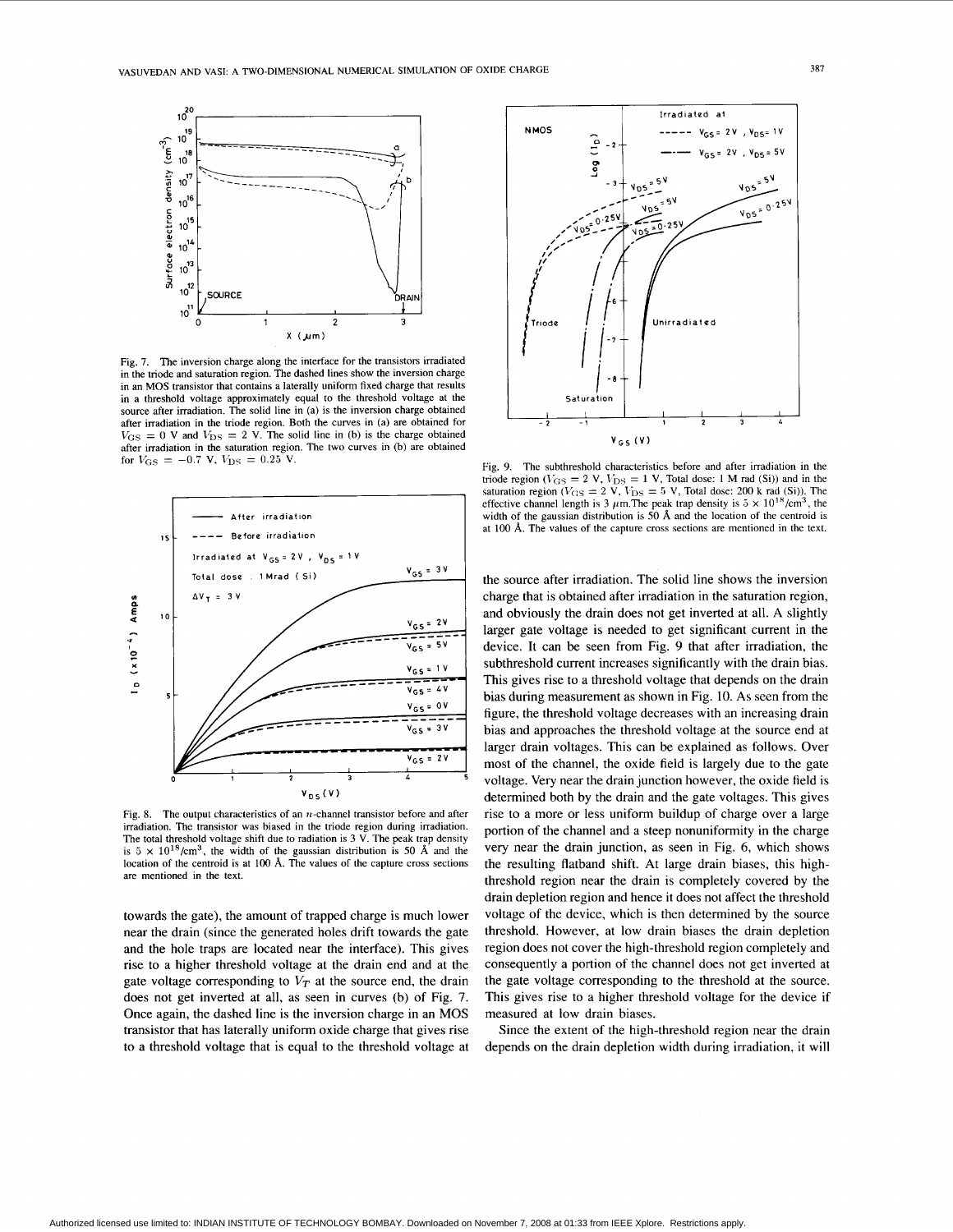Fig. 7. The inversion charge along the interface for the transistors irradiated in the triode and saturation region. The dashed lines show the inversion charge in an MOS transistor that contains a laterally uniform fixed charge that results in a threshold voltage approximately equal to the threshold voltage at the source after irradiation. The solid line in (a) is the inversion charge obtained after irradiation in the triode region. Both the curves in (a) are obtained for $V_{GS} = 0$ V and $V_{DS} = 2$ V. The solid line in (b) is the charge obtained after irradiation in the saturation region. The two curves in (b) are obtained for $V_{GS} = -0.7$ V, $V_{DS} = 0.25$ V.

Fig. 8. The output characteristics of an $n$-channel transistor before and after irradiation. The transistor was biased in the triode region during irradiation. The total threshold voltage shift due to radiation is 3 V. The peak trap density is $5 \times 10^{18}/\text{cm}^3$, the width of the gaussian distribution is 50 Å and the location of the centroid is at 100 Å. The values of the capture cross sections are mentioned in the text.

towards the gate), the amount of trapped charge is much lower near the drain (since the generated holes drift towards the gate and the hole traps are located near the interface). This gives rise to a higher threshold voltage at the drain end and at the gate voltage corresponding to $V_T$ at the source end, the drain does not get inverted at all, as seen in curves (b) of Fig. 7. Once again, the dashed line is the inversion charge in an MOS transistor that has laterally uniform oxide charge that gives rise to a threshold voltage that is equal to the threshold voltage at the source after irradiation. The solid line shows the inversion charge that is obtained after irradiation in the saturation region, and obviously the drain does not get inverted at all. A slightly larger gate voltage is needed to get significant current in the device. It can be seen from Fig. 9 that after irradiation, the subthreshold current increases significantly with the drain bias. This gives rise to a threshold voltage that depends on the drain bias during measurement as shown in Fig. 10. As seen from the figure, the threshold voltage decreases with an increasing drain bias and approaches the threshold voltage at the source end at larger drain voltages. This can be explained as follows. Over most of the channel, the oxide field is largely due to the gate voltage. Very near the drain junction however, the oxide field is determined both by the drain and the gate voltages. This gives rise to a more or less uniform buildup of charge over a large portion of the channel and a steep nonuniformity in the charge very near the drain junction, as seen in Fig. 6, which shows the resulting flatband shift. At large drain biases, this high-threshold region near the drain is completely covered by the drain depletion region and hence it does not affect the threshold voltage of the device, which is then determined by the source threshold. However, at low drain biases the drain depletion region does not cover the high-threshold region completely and consequently a portion of the channel does not get inverted at the gate voltage corresponding to the threshold at the source. This gives rise to a higher threshold voltage for the device if measured at low drain biases.

Fig. 9. The subthreshold characteristics before and after irradiation in the triode region ($V_{GS} = 2$ V, $V_{DS} = 1$ V, Total dose: 1 M rad (Si)) and in the saturation region ($V_{GS} = 2$ V, $V_{DS} = 5$ V, Total dose: 200 k rad (Si)). The effective channel length is 3 $\mu$m.The peak trap density is $5 \times 10^{18}/\text{cm}^3$, the width of the gaussian distribution is 50 Å and the location of the centroid is at 100 Å. The values of the capture cross sections are mentioned in the text.

Since the extent of the high-threshold region near the drain depends on the drain depletion width during irradiation, it will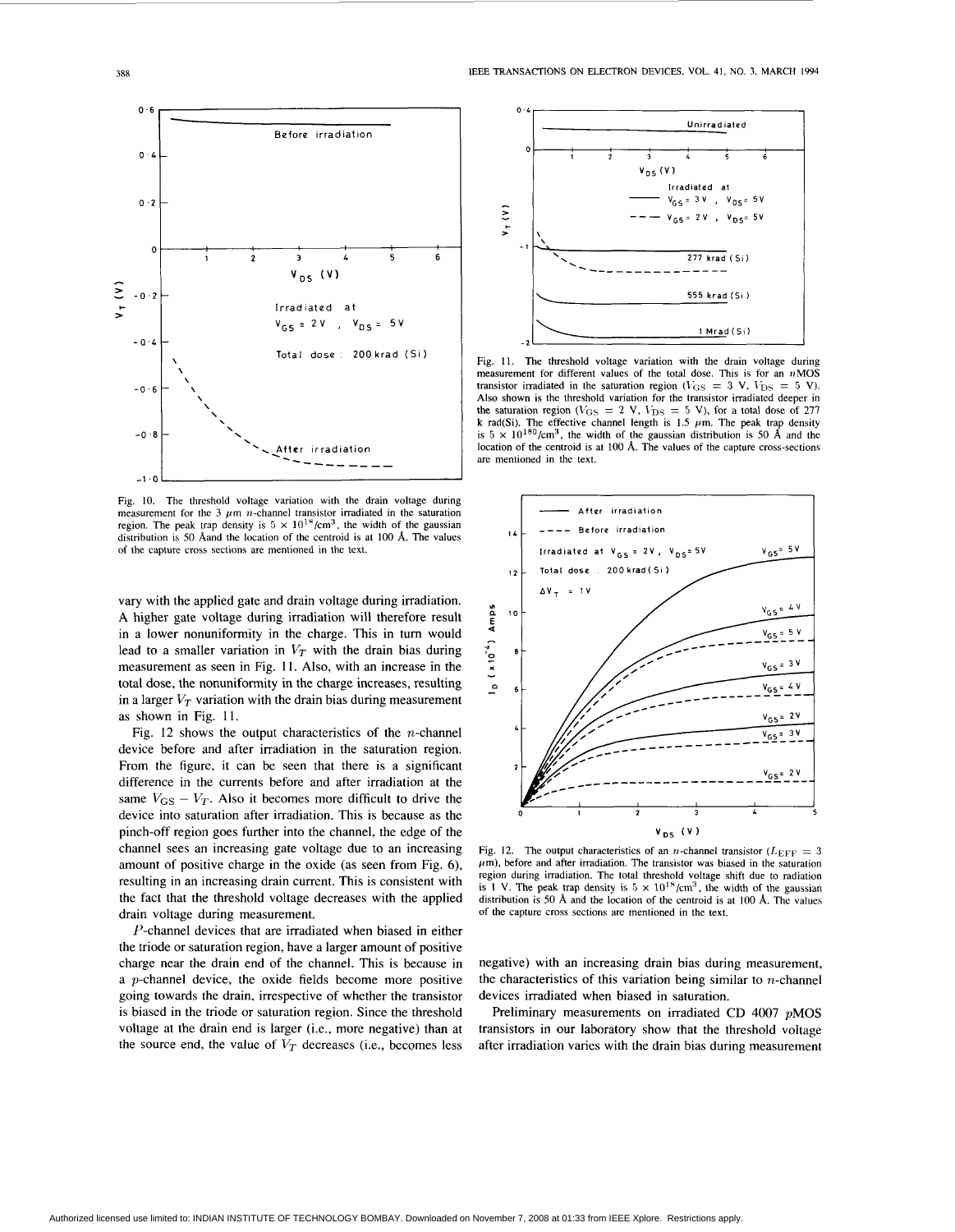Fig. 10. The threshold voltage variation with the drain voltage during measurement for the 3 $\mu m$ $n$-channel transistor irradiated in the saturation region. The peak trap density is $5 \times 10^{18}/cm^3$, the width of the gaussian distribution is 50 Åand the location of the centroid is at 100 Å. The values of the capture cross sections are mentioned in the text.

vary with the applied gate and drain voltage during irradiation. A higher gate voltage during irradiation will therefore result in a lower nonuniformity in the charge. This in turn would lead to a smaller variation in $V_T$ with the drain bias during measurement as seen in Fig. 11. Also, with an increase in the total dose, the nonuniformity in the charge increases, resulting in a larger $V_T$ variation with the drain bias during measurement as shown in Fig. 11.

Fig. 12 shows the output characteristics of the $n$-channel device before and after irradiation in the saturation region. From the figure, it can be seen that there is a significant difference in the currents before and after irradiation at the same $V_{GS} - V_T$. Also it becomes more difficult to drive the device into saturation after irradiation. This is because as the pinch-off region goes further into the channel, the edge of the channel sees an increasing gate voltage due to an increasing amount of positive charge in the oxide (as seen from Fig. 6), resulting in an increasing drain current. This is consistent with the fact that the threshold voltage decreases with the applied drain voltage during measurement.

$P$-channel devices that are irradiated when biased in either the triode or saturation region, have a larger amount of positive charge near the drain end of the channel. This is because in a $p$-channel device, the oxide fields become more positive going towards the drain, irrespective of whether the transistor is biased in the triode or saturation region. Since the threshold voltage at the drain end is larger (i.e., more negative) than at the source end, the value of $V_T$ decreases (i.e., becomes less negative) with an increasing drain bias during measurement, the characteristics of this variation being similar to $n$-channel devices irradiated when biased in saturation.

Preliminary measurements on irradiated CD 4007 $p$MOS transistors in our laboratory show that the threshold voltage after irradiation varies with the drain bias during measurement

Fig. 11. The threshold voltage variation with the drain voltage during measurement for different values of the total dose. This is for an $n$MOS transistor irradiated in the saturation region ($V_{GS} = 3$ V, $V_{DS} = 5$ V). Also shown is the threshold voltage variation for the transistor irradiated deeper in the saturation region ($V_{GS} = 2$ V, $V_{DS} = 5$ V), for a total dose of 277 k rad(Si). The effective channel length is 1.5 $\mu m$. The peak trap density is $5 \times 10^{180}/cm^3$, the width of the gaussian distribution is 50 Å and the location of the centroid is at 100 Å. The values of the capture cross-sections are mentioned in the text.

Fig. 12. The output characteristics of an $n$-channel transistor ($L_{EFF} = 3$ $\mu m$), before and after irradiation. The transistor was biased in the saturation region during irradiation. The total threshold voltage shift due to radiation is 1 V. The peak trap density is $5 \times 10^{18}/cm^3$, the width of the gaussian distribution is 50 Å and the location of the centroid is at 100 Å. The values of the capture cross sections are mentioned in the text.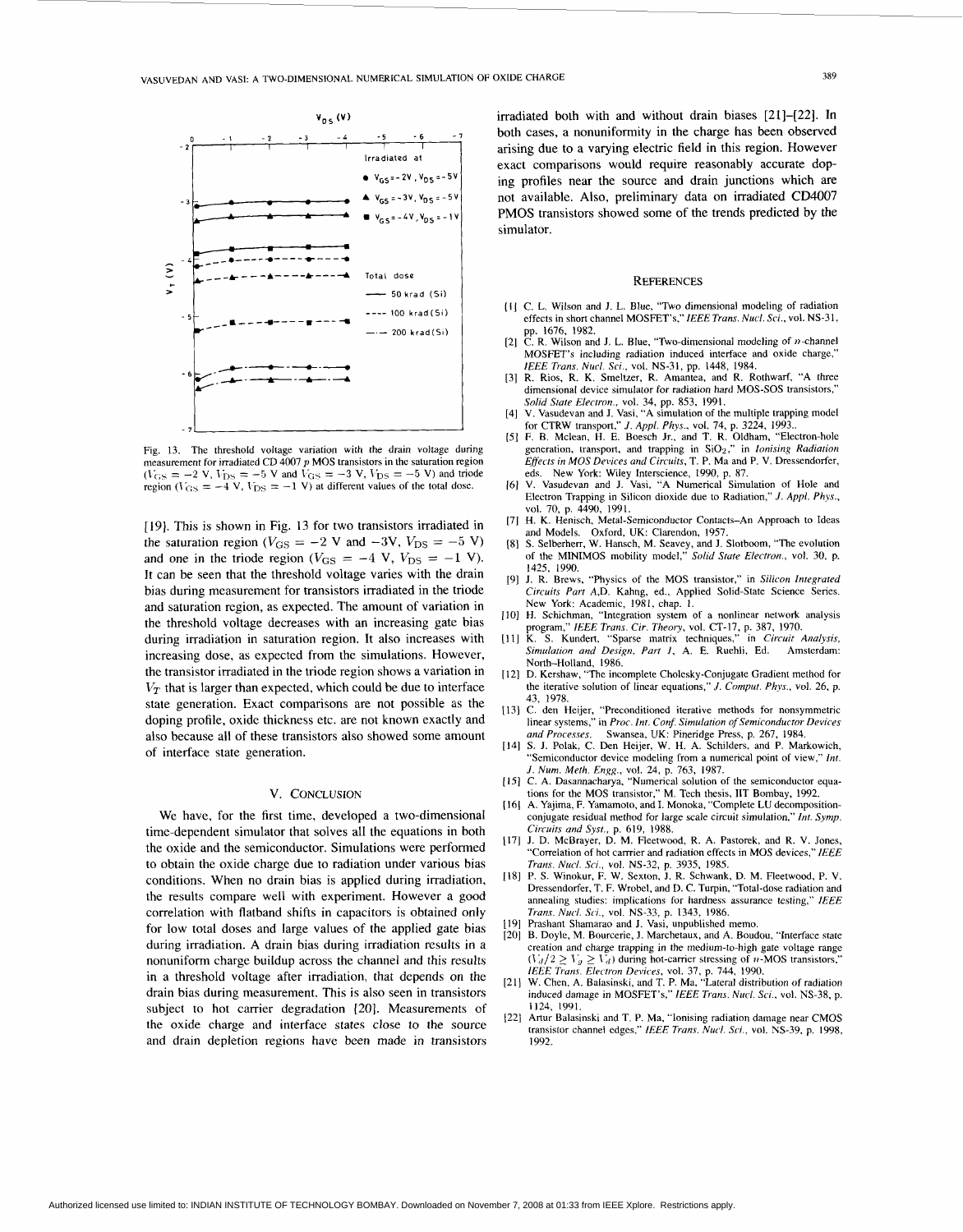Fig. 13. The threshold voltage variation with the drain voltage during measurement for irradiated CD 4007 $p$ MOS transistors in the saturation region ($V_{GS} = -2$ V, $V_{DS} = -5$ V and $V_{GS} = -3$ V, $V_{DS} = -5$ V) and triode region ($V_{GS} = -4$ V, $V_{DS} = -1$ V) at different values of the total dose.

[19]. This is shown in Fig. 13 for two transistors irradiated in the saturation region ($V_{GS} = -2$ V and $-3$V, $V_{DS} = -5$ V) and one in the triode region ($V_{GS} = -4$ V, $V_{DS} = -1$ V). It can be seen that the threshold voltage varies with the drain bias during measurement for transistors irradiated in the triode and saturation region, as expected. The amount of variation in the threshold voltage decreases with an increasing gate bias during irradiation in saturation region. It also increases with increasing dose, as expected from the simulations. However, the transistor irradiated in the triode region shows a variation in $V_T$ that is larger than expected, which could be due to interface state generation. Exact comparisons are not possible as the doping profile, oxide thickness etc. are not known exactly and also because all of these transistors also showed some amount of interface state generation.

## V. Conclusion

We have, for the first time, developed a two-dimensional time-dependent simulator that solves all the equations in both the oxide and the semiconductor. Simulations were performed to obtain the oxide charge due to radiation under various bias conditions. When no drain bias is applied during irradiation, the results compare well with experiment. However a good correlation with flatband shifts in capacitors is obtained only for low total doses and large values of the applied gate bias during irradiation. A drain bias during irradiation results in a nonuniform charge buildup across the channel and this results in a threshold voltage after irradiation, that depends on the drain bias during measurement. This is also seen in transistors subject to hot carrier degradation [20]. Measurements of the oxide charge and interface states close to the source and drain depletion regions have been made in transistors irradiated both with and without drain biases [21]–[22]. In both cases, a nonuniformity in the charge has been observed arising due to a varying electric field in this region. However exact comparisons would require reasonably accurate doping profiles near the source and drain junctions which are not available. Also, preliminary data on irradiated CD4007 PMOS transistors showed some of the trends predicted by the simulator.

## References

[1] C. L. Wilson and J. L. Blue, "Two dimensional modeling of radiation effects in short channel MOSFET's," *IEEE Trans. Nucl. Sci.*, vol. NS-31, pp. 1676, 1982.

[2] C. R. Wilson and J. L. Blue, "Two-dimensional modeling of $n$-channel MOSFET's including radiation induced interface and oxide charge," *IEEE Trans. Nucl. Sci.*, vol. NS-31, pp. 1448, 1984.

[3] R. Rios, R. K. Smeltzer, R. Amantea, and R. Rothwarf, "A three dimensional device simulator for radiation hard MOS-SOS transistors," *Solid State Electron.*, vol. 34, pp. 853, 1991.

[4] V. Vasudevan and J. Vasi, "A simulation of the multiple trapping model for CTRW transport," *J. Appl. Phys.*, vol. 74, p. 3224, 1993.

[5] F. B. Mclean, H. E. Boesch Jr., and T. R. Oldham, "Electron-hole generation, transport, and trapping in $SiO_2$," in *Ionising Radiation Effects in MOS Devices and Circuits*, T. P. Ma and P. V. Dressendorfer, eds. New York: Wiley Interscience, 1990, p. 87.

[6] V. Vasudevan and J. Vasi, "A Numerical Simulation of Hole and Electron Trapping in Silicon dioxide due to Radiation," *J. Appl. Phys.*, vol. 70, p. 4490, 1991.

[7] H. K. Henisch, Metal-Semiconductor Contacts–An Approach to Ideas and Models. Oxford, UK: Clarendon, 1957.

[8] S. Selberherr, W. Hansch, M. Seavey, and J. Slotboom, "The evolution of the MINIMOS mobility model," *Solid State Electron.*, vol. 30, p. 1425, 1990.

[9] J. R. Brews, "Physics of the MOS transistor," in *Silicon Integrated Circuits Part A*,D. Kahng, ed., Applied Solid-State Science Series. New York: Academic, 1981, chap. 1.

[10] H. Schichman, "Integration system of a nonlinear network analysis program," *IEEE Trans. Cir. Theory*, vol. CT-17, p. 387, 1970.

[11] K. S. Kundert, "Sparse matrix techniques," in *Circuit Analysis, Simulation and Design, Part 1*, A. E. Ruehli, Ed. Amsterdam: North–Holland, 1986.

[12] D. Kershaw, "The incomplete Cholesky-Conjugate Gradient method for the iterative solution of linear equations," *J. Comput. Phys.*, vol. 26, p. 43, 1978.

[13] C. den Heijer, "Preconditioned iterative methods for nonsymmetric linear systems," in *Proc. Int. Conf. Simulation of Semiconductor Devices and Processes*. Swansea, UK: Pineridge Press, p. 267, 1984.

[14] S. J. Polak, C. Den Heijer, W. H. A. Schilders, and P. Markowich, "Semiconductor device modeling from a numerical point of view," *Int. J. Num. Meth. Engg.*, vol. 24, p. 763, 1987.

[15] C. A. Dasannacharya, "Numerical solution of the semiconductor equations for the MOS transistor," M. Tech thesis, IIT Bombay, 1992.

[16] A. Yajima, F. Yamamoto, and I. Monoka, "Complete LU decomposition-conjugate residual method for large scale circuit simulation," *Int. Symp. Circuits and Syst.*, p. 619, 1988.

[17] J. D. McBrayer, D. M. Fleetwood, R. A. Pastorek, and R. V. Jones, "Correlation of hot carrier and radiation effects in MOS devices," *IEEE Trans. Nucl. Sci.*, vol. NS-32, p. 3935, 1985.

[18] P. S. Winokur, F. W. Sexton, J. R. Schwank, D. M. Fleetwood, P. V. Dressendorfer, T. F. Wrobel, and D. C. Turpin, "Total-dose radiation and annealing studies: implications for hardness assurance testing," *IEEE Trans. Nucl. Sci.*, vol. NS-33, p. 1343, 1986.

[19] Prashant Shamarao and J. Vasi, unpublished memo.

[20] B. Doyle, M. Bourcerie, J. Marchetaux, and A. Boudou, "Interface state creation and charge trapping in the medium-to-high gate voltage range ($V_d/2 \geq V_g \geq V_d$) during hot-carrier stressing of $n$-MOS transistors," *IEEE Trans. Electron Devices*, vol. 37, p. 744, 1990.

[21] W. Chen, A. Balasinski, and T. P. Ma, "Lateral distribution of radiation induced damage in MOSFET's," *IEEE Trans. Nucl. Sci.*, vol. NS-38, p. 1124, 1991.

[22] Artur Balasinski and T. P. Ma, "Ionising radiation damage near CMOS transistor channel edges," *IEEE Trans. Nucl. Sci.*, vol. NS-39, p. 1998, 1992.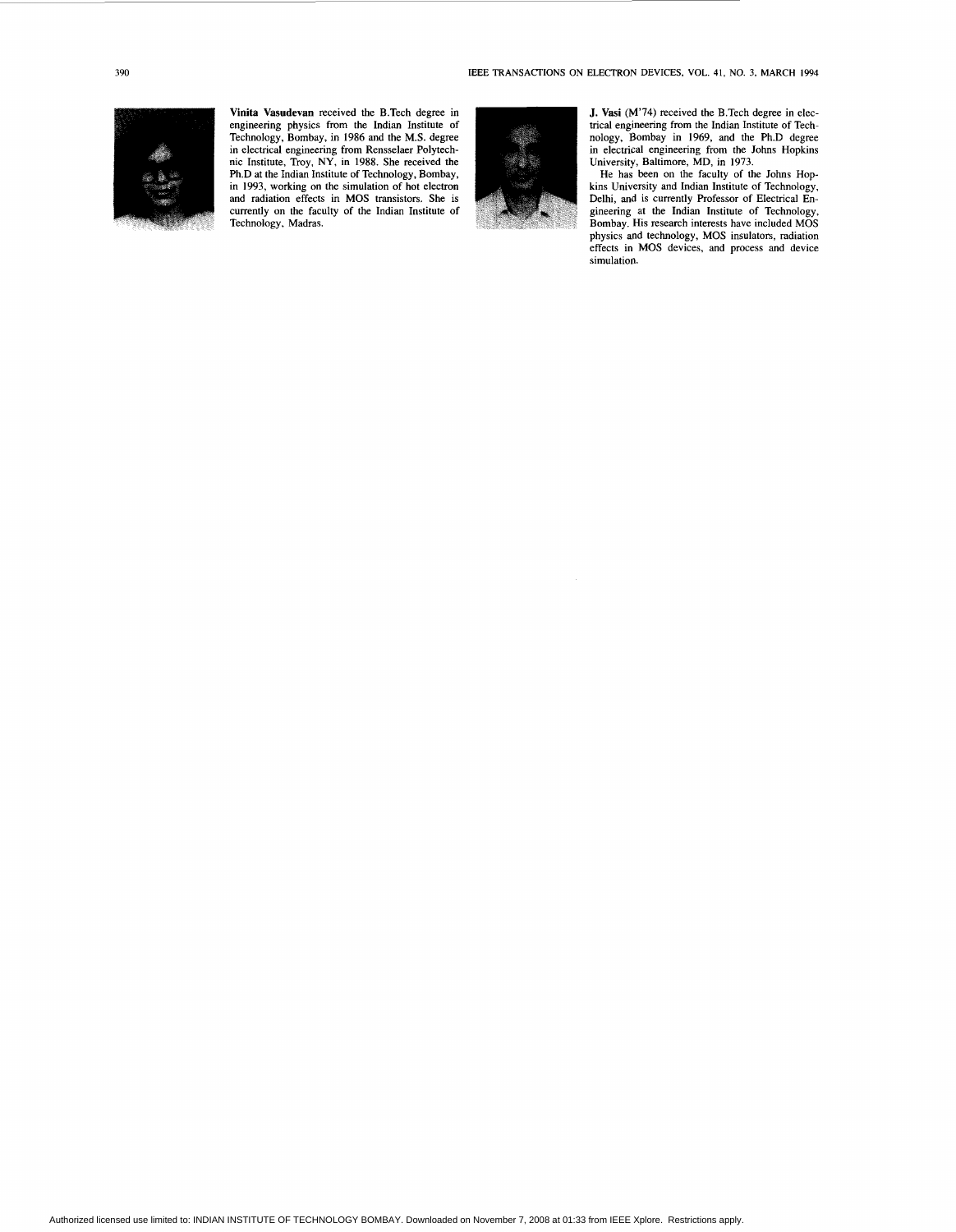**Vinita Vasudevan** received the B.Tech degree in engineering physics from the Indian Institute of Technology, Bombay, in 1986 and the M.S. degree in electrical engineering from Rensselaer Polytechnic Institute, Troy, NY, in 1988. She received the Ph.D at the Indian Institute of Technology, Bombay, in 1993, working on the simulation of hot electron and radiation effects in MOS transistors. She is currently on the faculty of the Indian Institute of Technology, Madras.

**J. Vasi** (M'74) received the B.Tech degree in electrical engineering from the Indian Institute of Technology, Bombay in 1969, and the Ph.D degree in electrical engineering from the Johns Hopkins University, Baltimore, MD, in 1973.

He has been on the faculty of the Johns Hopkins University and Indian Institute of Technology, Delhi, and is currently Professor of Electrical Engineering at the Indian Institute of Technology, Bombay. His research interests have included MOS physics and technology, MOS insulators, radiation effects in MOS devices, and process and device simulation.